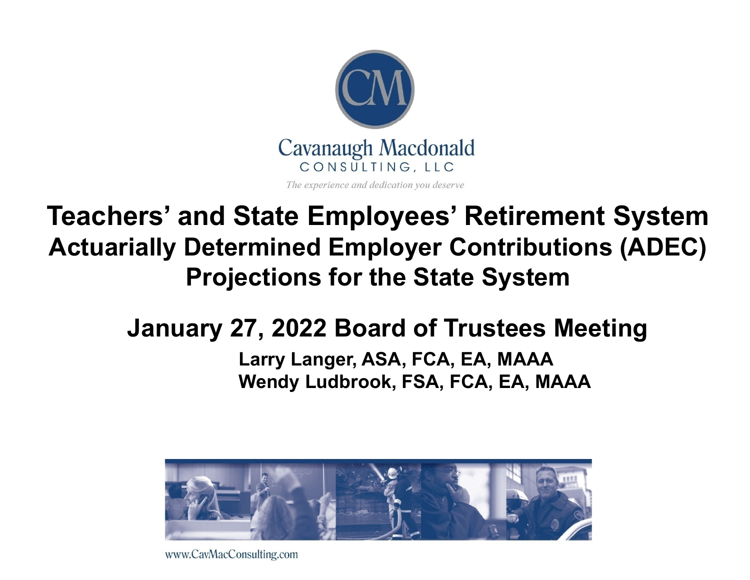Cavanaugh Macdonald
CONSULTING, LLC

*The experience and dedication you deserve*

# Teachers' and State Employees' Retirement System
## Actuarially Determined Employer Contributions (ADEC) Projections for the State System

### January 27, 2022 Board of Trustees Meeting

**Larry Langer, ASA, FCA, EA, MAAA**
**Wendy Ludbrook, FSA, FCA, EA, MAAA**

www.CavMacConsulting.com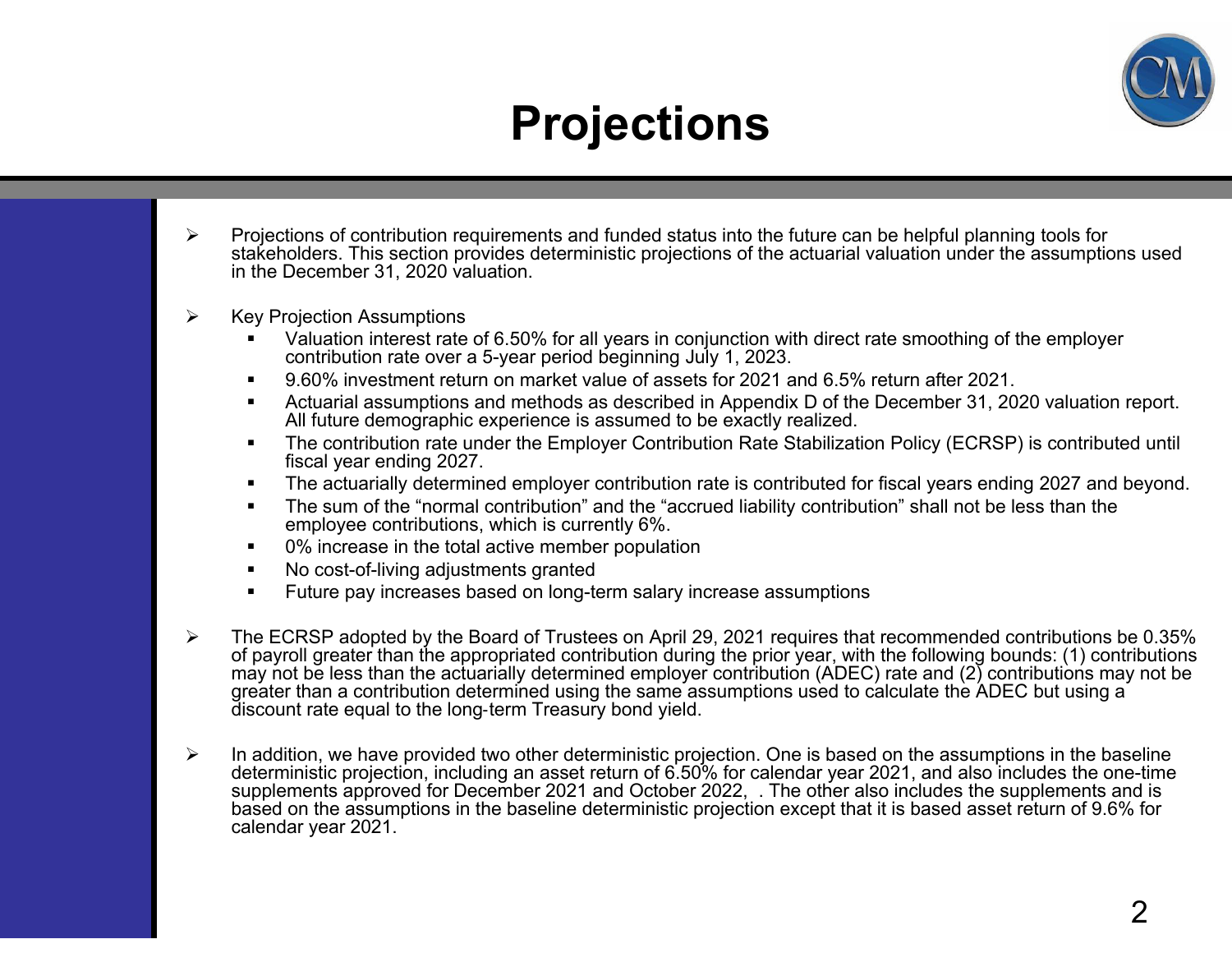# Projections

- Projections of contribution requirements and funded status into the future can be helpful planning tools for stakeholders. This section provides deterministic projections of the actuarial valuation under the assumptions used in the December 31, 2020 valuation.

- Key Projection Assumptions
  - Valuation interest rate of 6.50% for all years in conjunction with direct rate smoothing of the employer contribution rate over a 5-year period beginning July 1, 2023.
  - 9.60% investment return on market value of assets for 2021 and 6.5% return after 2021.
  - Actuarial assumptions and methods as described in Appendix D of the December 31, 2020 valuation report. All future demographic experience is assumed to be exactly realized.
  - The contribution rate under the Employer Contribution Rate Stabilization Policy (ECRSP) is contributed until fiscal year ending 2027.
  - The actuarially determined employer contribution rate is contributed for fiscal years ending 2027 and beyond.
  - The sum of the "normal contribution" and the "accrued liability contribution" shall not be less than the employee contributions, which is currently 6%.
  - 0% increase in the total active member population
  - No cost-of-living adjustments granted
  - Future pay increases based on long-term salary increase assumptions

- The ECRSP adopted by the Board of Trustees on April 29, 2021 requires that recommended contributions be 0.35% of payroll greater than the appropriated contribution during the prior year, with the following bounds: (1) contributions may not be less than the actuarially determined employer contribution (ADEC) rate and (2) contributions may not be greater than a contribution determined using the same assumptions used to calculate the ADEC but using a discount rate equal to the long-term Treasury bond yield.

- In addition, we have provided two other deterministic projection. One is based on the assumptions in the baseline deterministic projection, including an asset return of 6.50% for calendar year 2021, and also includes the one-time supplements approved for December 2021 and October 2022, . The other also includes the supplements and is based on the assumptions in the baseline deterministic projection except that it is based asset return of 9.6% for calendar year 2021.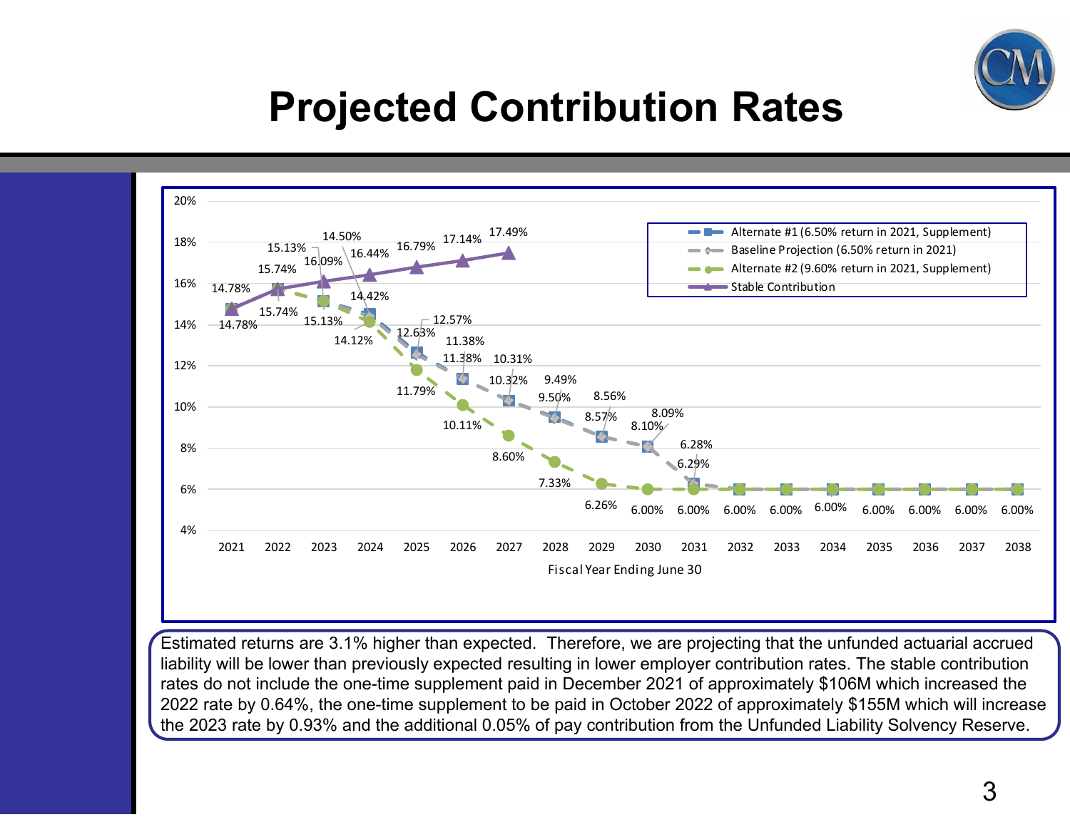# Projected Contribution Rates

| Fiscal Year Ending June 30 | Alternate #1 (6.50% return in 2021, Supplement) | Baseline Projection (6.50% return in 2021) | Alternate #2 (9.60% return in 2021, Supplement) | Stable Contribution |
|---|---|---|---|---|
| 2021 | 14.78% | 14.78% | 14.78% | 14.78% |
| 2022 | 15.74% | 15.13% | 15.74% | 15.74% |
| 2023 | 15.13% | 14.50% | 15.13% | 16.09% |
| 2024 | 14.42% | 12.57% | 14.12% | 16.44% |
| 2025 | 12.63% | 11.38% | 11.79% | 16.79% |
| 2026 | 11.38% | 10.31% | 10.11% | 17.14% |
| 2027 | 10.32% | 9.49% | 8.60% | 17.49% |
| 2028 | 9.50% | 8.56% | 7.33% | |
| 2029 | 8.57% | 8.09% | 6.26% | |
| 2030 | 8.10% | 6.28% | 6.00% | |
| 2031 | 6.29% | 6.00% | 6.00% | |
| 2032 | 6.00% | 6.00% | 6.00% | |
| 2033 | 6.00% | 6.00% | 6.00% | |
| 2034 | 6.00% | 6.00% | 6.00% | |
| 2035 | 6.00% | 6.00% | 6.00% | |
| 2036 | 6.00% | 6.00% | 6.00% | |
| 2037 | 6.00% | 6.00% | 6.00% | |
| 2038 | 6.00% | 6.00% | 6.00% | |

Estimated returns are 3.1% higher than expected. Therefore, we are projecting that the unfunded actuarial accrued liability will be lower than previously expected resulting in lower employer contribution rates. The stable contribution rates do not include the one-time supplement paid in December 2021 of approximately $106M which increased the 2022 rate by 0.64%, the one-time supplement to be paid in October 2022 of approximately $155M which will increase the 2023 rate by 0.93% and the additional 0.05% of pay contribution from the Unfunded Liability Solvency Reserve.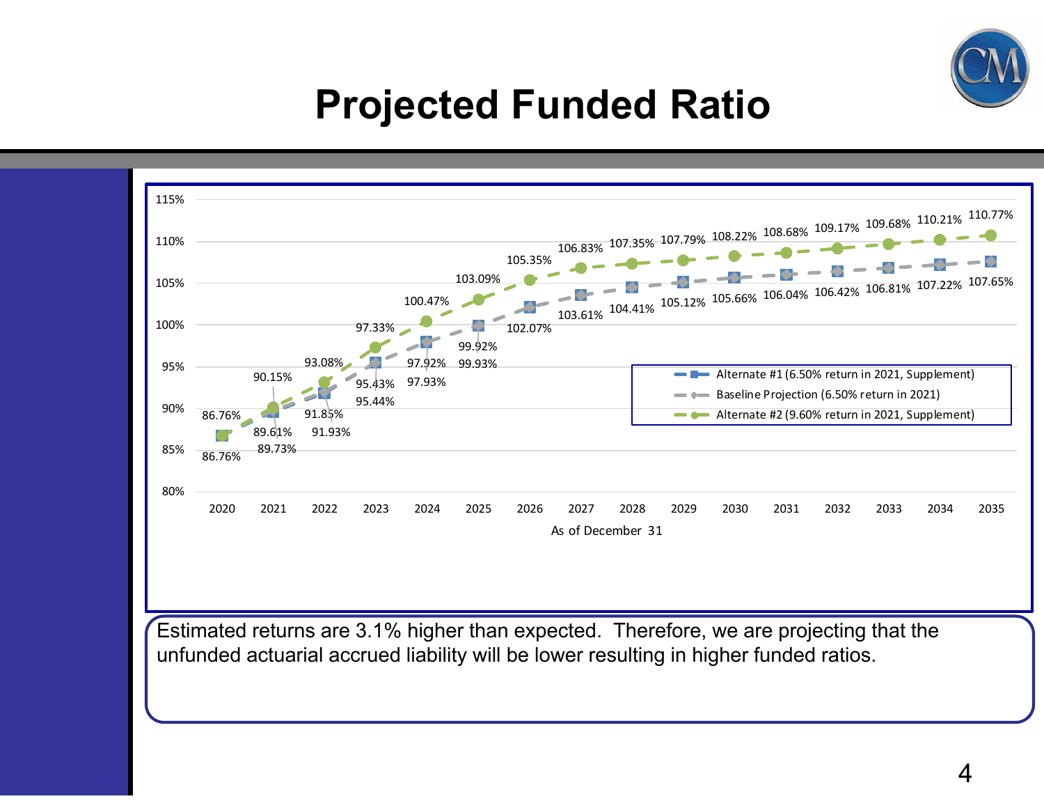# Projected Funded Ratio

| As of December 31 | Alternate #1 (6.50% return in 2021, Supplement) | Baseline Projection (6.50% return in 2021) | Alternate #2 (9.60% return in 2021, Supplement) |
|---|---|---|---|
| 2020 | 86.76% | 86.76% | 86.76% |
| 2021 | 89.61% | 89.73% | 90.15% |
| 2022 | 91.85% | 91.93% | 93.08% |
| 2023 | 95.43% | 95.44% | 97.33% |
| 2024 | 97.92% | 97.93% | 100.47% |
| 2025 | 99.92% | 99.93% | 103.09% |
| 2026 | 102.07% | 102.07% | 105.35% |
| 2027 | 103.61% | 103.61% | 106.83% |
| 2028 | 104.41% | 104.41% | 107.35% |
| 2029 | 105.12% | 105.12% | 107.79% |
| 2030 | 105.66% | 105.66% | 108.22% |
| 2031 | 106.04% | 106.04% | 108.68% |
| 2032 | 106.42% | 106.42% | 109.17% |
| 2033 | 106.81% | 106.81% | 109.68% |
| 2034 | 107.22% | 107.22% | 110.21% |
| 2035 | 107.65% | 107.65% | 110.77% |

Estimated returns are 3.1% higher than expected. Therefore, we are projecting that the unfunded actuarial accrued liability will be lower resulting in higher funded ratios.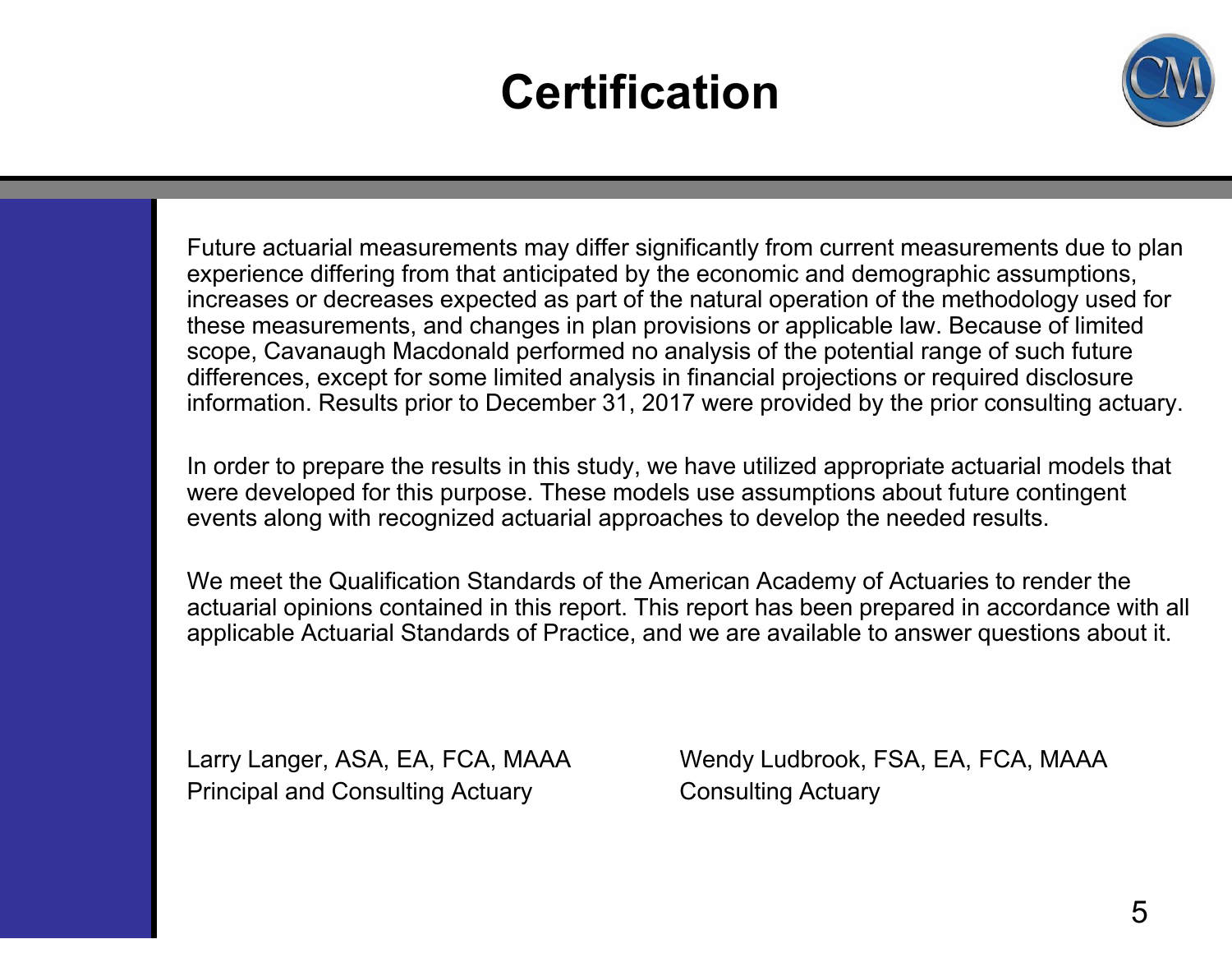# Certification

Future actuarial measurements may differ significantly from current measurements due to plan experience differing from that anticipated by the economic and demographic assumptions, increases or decreases expected as part of the natural operation of the methodology used for these measurements, and changes in plan provisions or applicable law. Because of limited scope, Cavanaugh Macdonald performed no analysis of the potential range of such future differences, except for some limited analysis in financial projections or required disclosure information. Results prior to December 31, 2017 were provided by the prior consulting actuary.

In order to prepare the results in this study, we have utilized appropriate actuarial models that were developed for this purpose. These models use assumptions about future contingent events along with recognized actuarial approaches to develop the needed results.

We meet the Qualification Standards of the American Academy of Actuaries to render the actuarial opinions contained in this report. This report has been prepared in accordance with all applicable Actuarial Standards of Practice, and we are available to answer questions about it.

Larry Langer, ASA, EA, FCA, MAAA
Principal and Consulting Actuary

Wendy Ludbrook, FSA, EA, FCA, MAAA
Consulting Actuary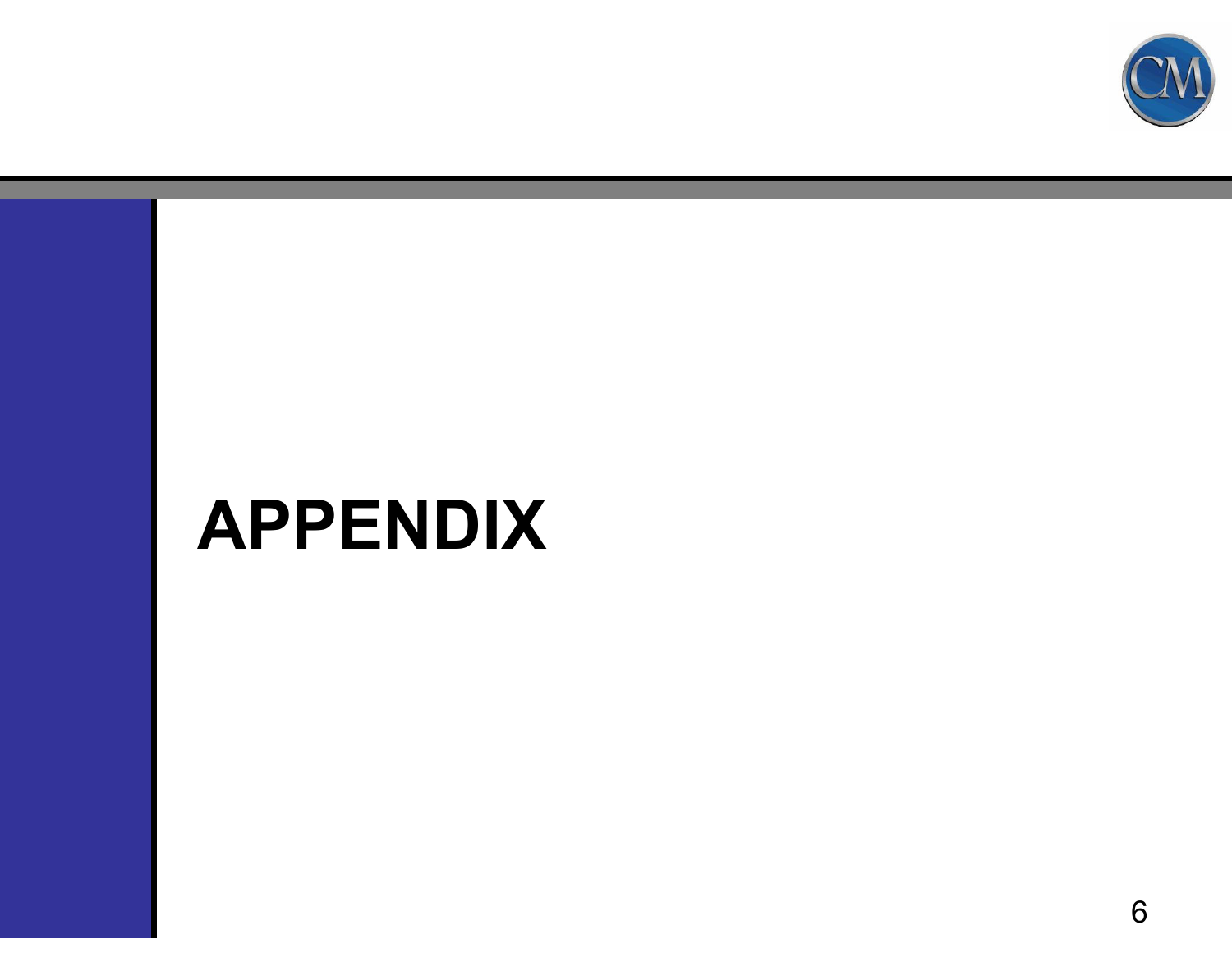# APPENDIX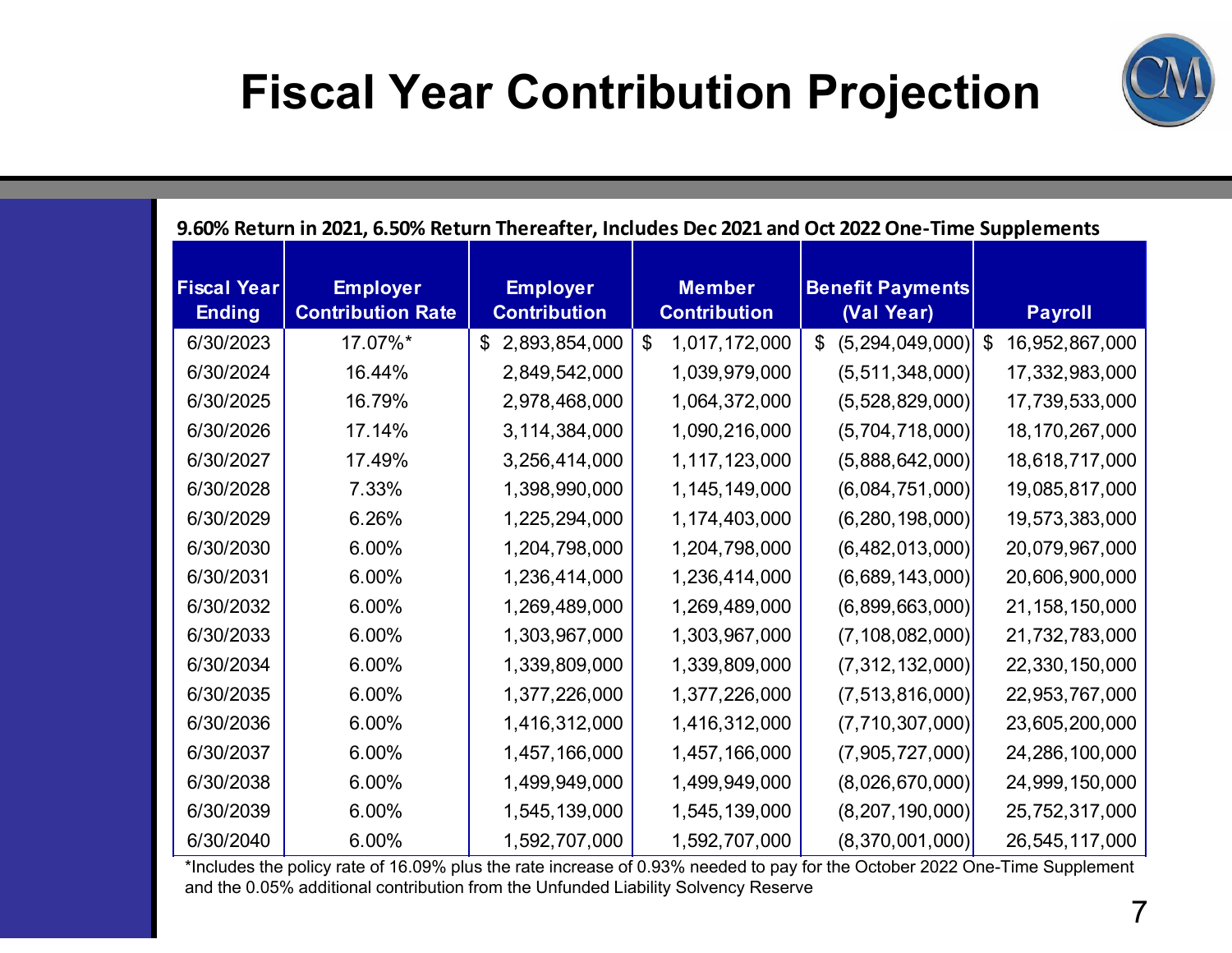# Fiscal Year Contribution Projection

**9.60% Return in 2021, 6.50% Return Thereafter, Includes Dec 2021 and Oct 2022 One-Time Supplements**

| Fiscal Year Ending | Employer Contribution Rate | Employer Contribution | Member Contribution | Benefit Payments (Val Year) | Payroll |
|---|---|---|---|---|---|
| 6/30/2023 | 17.07%* | $ 2,893,854,000 | $ 1,017,172,000 | $ (5,294,049,000) | $ 16,952,867,000 |
| 6/30/2024 | 16.44% | 2,849,542,000 | 1,039,979,000 | (5,511,348,000) | 17,332,983,000 |
| 6/30/2025 | 16.79% | 2,978,468,000 | 1,064,372,000 | (5,528,829,000) | 17,739,533,000 |
| 6/30/2026 | 17.14% | 3,114,384,000 | 1,090,216,000 | (5,704,718,000) | 18,170,267,000 |
| 6/30/2027 | 17.49% | 3,256,414,000 | 1,117,123,000 | (5,888,642,000) | 18,618,717,000 |
| 6/30/2028 | 7.33% | 1,398,990,000 | 1,145,149,000 | (6,084,751,000) | 19,085,817,000 |
| 6/30/2029 | 6.26% | 1,225,294,000 | 1,174,403,000 | (6,280,198,000) | 19,573,383,000 |
| 6/30/2030 | 6.00% | 1,204,798,000 | 1,204,798,000 | (6,482,013,000) | 20,079,967,000 |
| 6/30/2031 | 6.00% | 1,236,414,000 | 1,236,414,000 | (6,689,143,000) | 20,606,900,000 |
| 6/30/2032 | 6.00% | 1,269,489,000 | 1,269,489,000 | (6,899,663,000) | 21,158,150,000 |
| 6/30/2033 | 6.00% | 1,303,967,000 | 1,303,967,000 | (7,108,082,000) | 21,732,783,000 |
| 6/30/2034 | 6.00% | 1,339,809,000 | 1,339,809,000 | (7,312,132,000) | 22,330,150,000 |
| 6/30/2035 | 6.00% | 1,377,226,000 | 1,377,226,000 | (7,513,816,000) | 22,953,767,000 |
| 6/30/2036 | 6.00% | 1,416,312,000 | 1,416,312,000 | (7,710,307,000) | 23,605,200,000 |
| 6/30/2037 | 6.00% | 1,457,166,000 | 1,457,166,000 | (7,905,727,000) | 24,286,100,000 |
| 6/30/2038 | 6.00% | 1,499,949,000 | 1,499,949,000 | (8,026,670,000) | 24,999,150,000 |
| 6/30/2039 | 6.00% | 1,545,139,000 | 1,545,139,000 | (8,207,190,000) | 25,752,317,000 |
| 6/30/2040 | 6.00% | 1,592,707,000 | 1,592,707,000 | (8,370,001,000) | 26,545,117,000 |

*Includes the policy rate of 16.09% plus the rate increase of 0.93% needed to pay for the October 2022 One-Time Supplement and the 0.05% additional contribution from the Unfunded Liability Solvency Reserve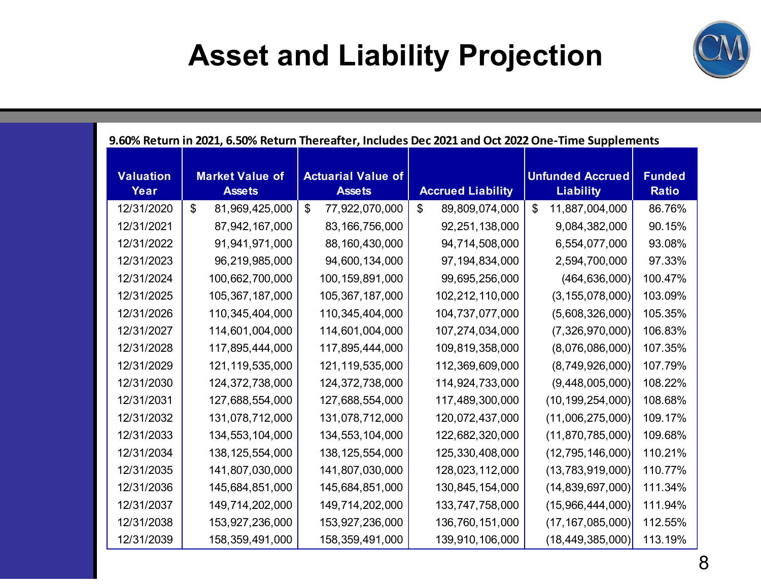# Asset and Liability Projection

**9.60% Return in 2021, 6.50% Return Thereafter, Includes Dec 2021 and Oct 2022 One-Time Supplements**

| Valuation Year | Market Value of Assets | Actuarial Value of Assets | Accrued Liability | Unfunded Accrued Liability | Funded Ratio |
|---|---|---|---|---|---|
| 12/31/2020 | $ 81,969,425,000 | $ 77,922,070,000 | $ 89,809,074,000 | $ 11,887,004,000 | 86.76% |
| 12/31/2021 | 87,942,167,000 | 83,166,756,000 | 92,251,138,000 | 9,084,382,000 | 90.15% |
| 12/31/2022 | 91,941,971,000 | 88,160,430,000 | 94,714,508,000 | 6,554,077,000 | 93.08% |
| 12/31/2023 | 96,219,985,000 | 94,600,134,000 | 97,194,834,000 | 2,594,700,000 | 97.33% |
| 12/31/2024 | 100,662,700,000 | 100,159,891,000 | 99,695,256,000 | (464,636,000) | 100.47% |
| 12/31/2025 | 105,367,187,000 | 105,367,187,000 | 102,212,110,000 | (3,155,078,000) | 103.09% |
| 12/31/2026 | 110,345,404,000 | 110,345,404,000 | 104,737,077,000 | (5,608,326,000) | 105.35% |
| 12/31/2027 | 114,601,004,000 | 114,601,004,000 | 107,274,034,000 | (7,326,970,000) | 106.83% |
| 12/31/2028 | 117,895,444,000 | 117,895,444,000 | 109,819,358,000 | (8,076,086,000) | 107.35% |
| 12/31/2029 | 121,119,535,000 | 121,119,535,000 | 112,369,609,000 | (8,749,926,000) | 107.79% |
| 12/31/2030 | 124,372,738,000 | 124,372,738,000 | 114,924,733,000 | (9,448,005,000) | 108.22% |
| 12/31/2031 | 127,688,554,000 | 127,688,554,000 | 117,489,300,000 | (10,199,254,000) | 108.68% |
| 12/31/2032 | 131,078,712,000 | 131,078,712,000 | 120,072,437,000 | (11,006,275,000) | 109.17% |
| 12/31/2033 | 134,553,104,000 | 134,553,104,000 | 122,682,320,000 | (11,870,785,000) | 109.68% |
| 12/31/2034 | 138,125,554,000 | 138,125,554,000 | 125,330,408,000 | (12,795,146,000) | 110.21% |
| 12/31/2035 | 141,807,030,000 | 141,807,030,000 | 128,023,112,000 | (13,783,919,000) | 110.77% |
| 12/31/2036 | 145,684,851,000 | 145,684,851,000 | 130,845,154,000 | (14,839,697,000) | 111.34% |
| 12/31/2037 | 149,714,202,000 | 149,714,202,000 | 133,747,758,000 | (15,966,444,000) | 111.94% |
| 12/31/2038 | 153,927,236,000 | 153,927,236,000 | 136,760,151,000 | (17,167,085,000) | 112.55% |
| 12/31/2039 | 158,359,491,000 | 158,359,491,000 | 139,910,106,000 | (18,449,385,000) | 113.19% |